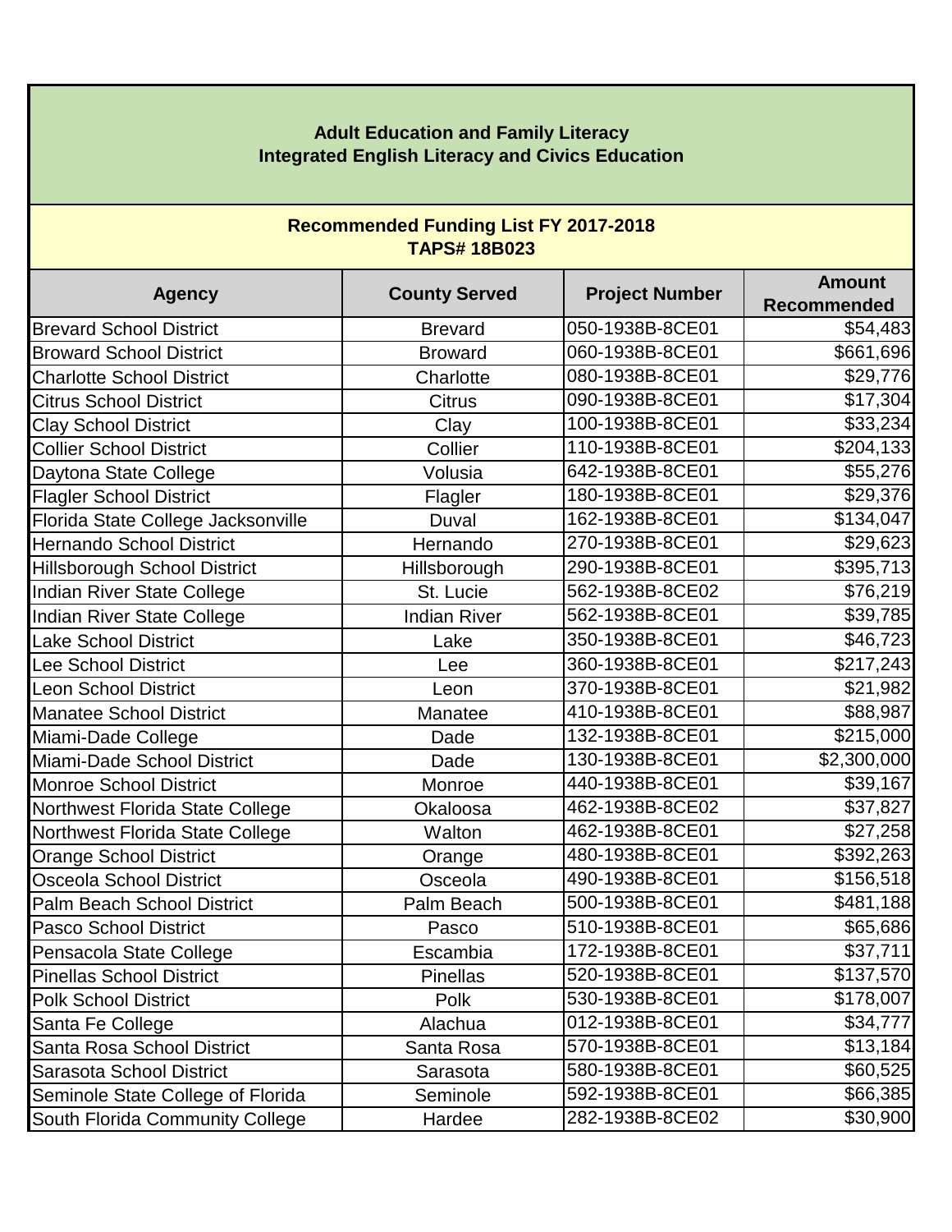# Adult Education and Family Literacy
# Integrated English Literacy and Civics Education

## Recommended Funding List FY 2017-2018
## TAPS# 18B023

| Agency | County Served | Project Number | Amount Recommended |
|---|---|---|---|
| Brevard School District | Brevard | 050-1938B-8CE01 | $54,483 |
| Broward School District | Broward | 060-1938B-8CE01 | $661,696 |
| Charlotte School District | Charlotte | 080-1938B-8CE01 | $29,776 |
| Citrus School District | Citrus | 090-1938B-8CE01 | $17,304 |
| Clay School District | Clay | 100-1938B-8CE01 | $33,234 |
| Collier School District | Collier | 110-1938B-8CE01 | $204,133 |
| Daytona State College | Volusia | 642-1938B-8CE01 | $55,276 |
| Flagler School District | Flagler | 180-1938B-8CE01 | $29,376 |
| Florida State College Jacksonville | Duval | 162-1938B-8CE01 | $134,047 |
| Hernando School District | Hernando | 270-1938B-8CE01 | $29,623 |
| Hillsborough School District | Hillsborough | 290-1938B-8CE01 | $395,713 |
| Indian River State College | St. Lucie | 562-1938B-8CE02 | $76,219 |
| Indian River State College | Indian River | 562-1938B-8CE01 | $39,785 |
| Lake School District | Lake | 350-1938B-8CE01 | $46,723 |
| Lee School District | Lee | 360-1938B-8CE01 | $217,243 |
| Leon School District | Leon | 370-1938B-8CE01 | $21,982 |
| Manatee School District | Manatee | 410-1938B-8CE01 | $88,987 |
| Miami-Dade College | Dade | 132-1938B-8CE01 | $215,000 |
| Miami-Dade School District | Dade | 130-1938B-8CE01 | $2,300,000 |
| Monroe School District | Monroe | 440-1938B-8CE01 | $39,167 |
| Northwest Florida State College | Okaloosa | 462-1938B-8CE02 | $37,827 |
| Northwest Florida State College | Walton | 462-1938B-8CE01 | $27,258 |
| Orange School District | Orange | 480-1938B-8CE01 | $392,263 |
| Osceola School District | Osceola | 490-1938B-8CE01 | $156,518 |
| Palm Beach School District | Palm Beach | 500-1938B-8CE01 | $481,188 |
| Pasco School District | Pasco | 510-1938B-8CE01 | $65,686 |
| Pensacola State College | Escambia | 172-1938B-8CE01 | $37,711 |
| Pinellas School District | Pinellas | 520-1938B-8CE01 | $137,570 |
| Polk School District | Polk | 530-1938B-8CE01 | $178,007 |
| Santa Fe College | Alachua | 012-1938B-8CE01 | $34,777 |
| Santa Rosa School District | Santa Rosa | 570-1938B-8CE01 | $13,184 |
| Sarasota School District | Sarasota | 580-1938B-8CE01 | $60,525 |
| Seminole State College of Florida | Seminole | 592-1938B-8CE01 | $66,385 |
| South Florida Community College | Hardee | 282-1938B-8CE02 | $30,900 |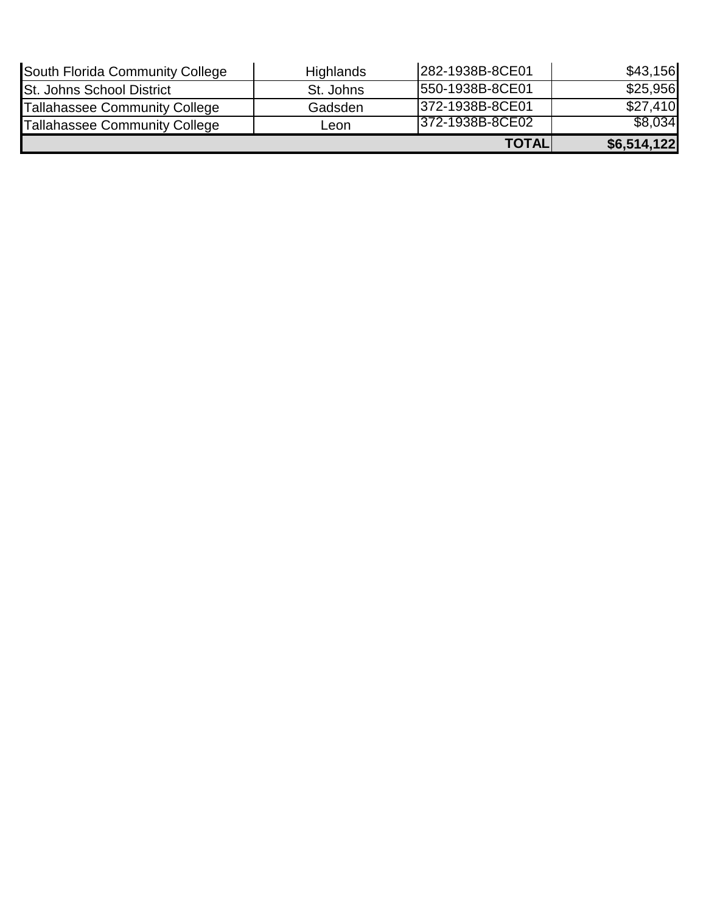| | | | |
|---|---|---|---|
| South Florida Community College | Highlands | 282-1938B-8CE01 | $43,156 |
| St. Johns School District | St. Johns | 550-1938B-8CE01 | $25,956 |
| Tallahassee Community College | Gadsden | 372-1938B-8CE01 | $27,410 |
| Tallahassee Community College | Leon | 372-1938B-8CE02 | $8,034 |
| | | **TOTAL** | **$6,514,122** |